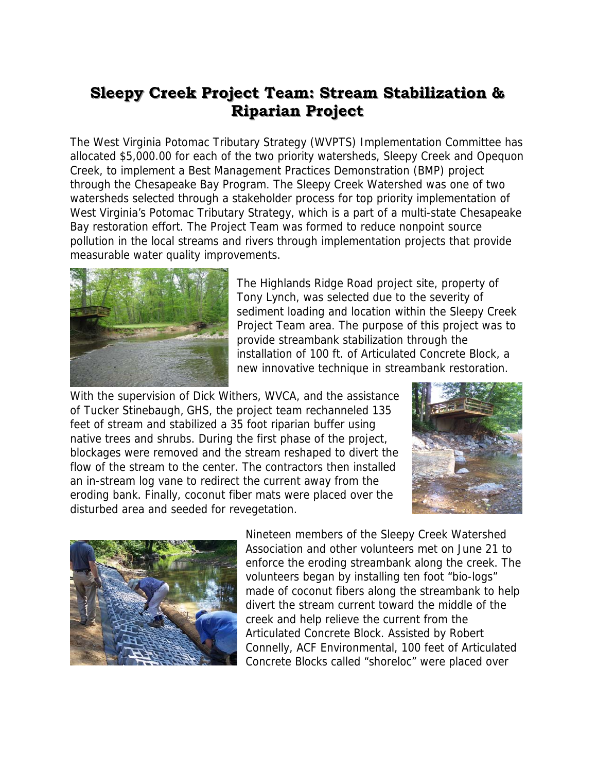# Sleepy Creek Project Team: Stream Stabilization & Riparian Project

The West Virginia Potomac Tributary Strategy (WVPTS) Implementation Committee has allocated $5,000.00 for each of the two priority watersheds, Sleepy Creek and Opequon Creek, to implement a Best Management Practices Demonstration (BMP) project through the Chesapeake Bay Program. The Sleepy Creek Watershed was one of two watersheds selected through a stakeholder process for top priority implementation of West Virginia's Potomac Tributary Strategy, which is a part of a multi-state Chesapeake Bay restoration effort. The Project Team was formed to reduce nonpoint source pollution in the local streams and rivers through implementation projects that provide measurable water quality improvements.

The Highlands Ridge Road project site, property of Tony Lynch, was selected due to the severity of sediment loading and location within the Sleepy Creek Project Team area. The purpose of this project was to provide streambank stabilization through the installation of 100 ft. of Articulated Concrete Block, a new innovative technique in streambank restoration.

With the supervision of Dick Withers, WVCA, and the assistance of Tucker Stinebaugh, GHS, the project team rechanneled 135 feet of stream and stabilized a 35 foot riparian buffer using native trees and shrubs. During the first phase of the project, blockages were removed and the stream reshaped to divert the flow of the stream to the center. The contractors then installed an in-stream log vane to redirect the current away from the eroding bank. Finally, coconut fiber mats were placed over the disturbed area and seeded for revegetation.

Nineteen members of the Sleepy Creek Watershed Association and other volunteers met on June 21 to enforce the eroding streambank along the creek. The volunteers began by installing ten foot "bio-logs" made of coconut fibers along the streambank to help divert the stream current toward the middle of the creek and help relieve the current from the Articulated Concrete Block. Assisted by Robert Connelly, ACF Environmental, 100 feet of Articulated Concrete Blocks called "shoreloc" were placed over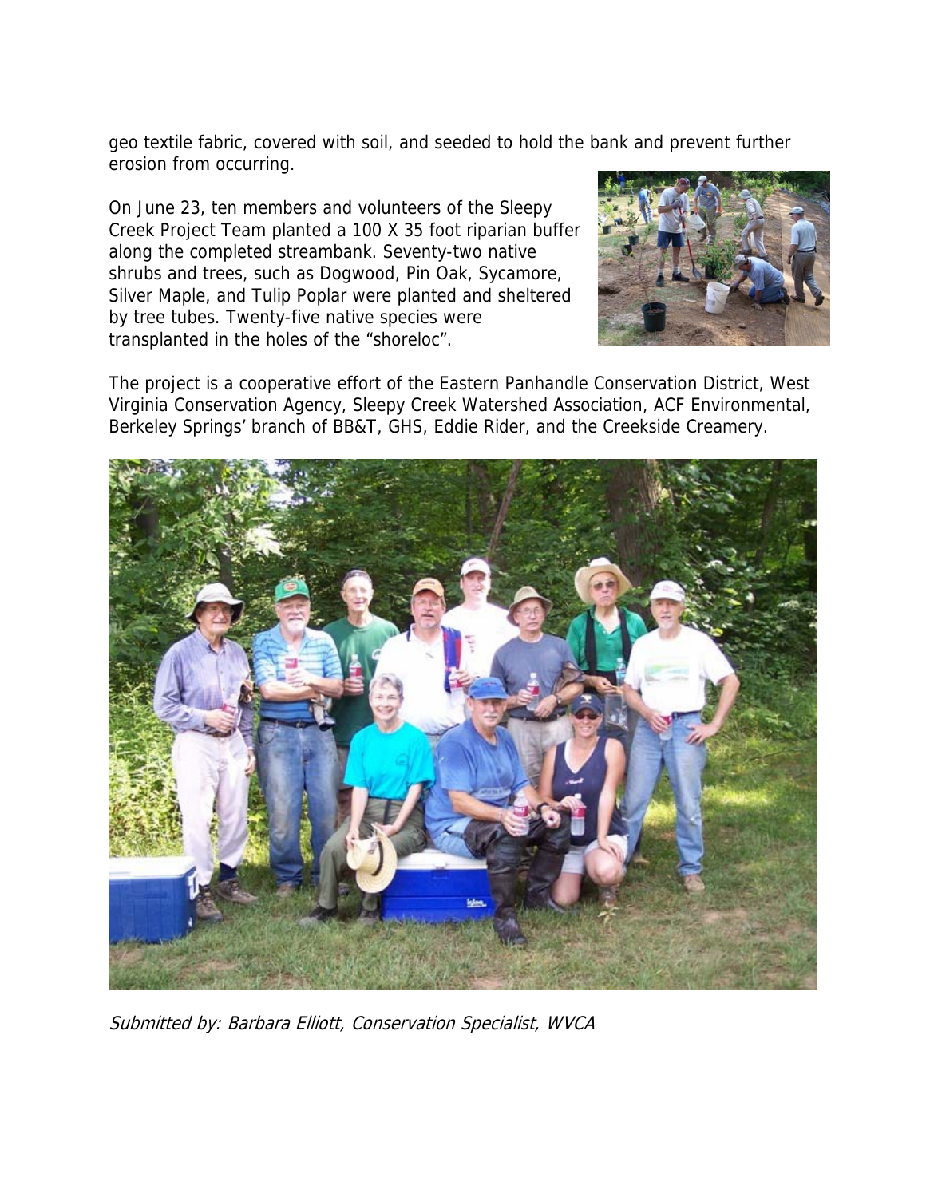geo textile fabric, covered with soil, and seeded to hold the bank and prevent further erosion from occurring.

On June 23, ten members and volunteers of the Sleepy Creek Project Team planted a 100 X 35 foot riparian buffer along the completed streambank. Seventy-two native shrubs and trees, such as Dogwood, Pin Oak, Sycamore, Silver Maple, and Tulip Poplar were planted and sheltered by tree tubes. Twenty-five native species were transplanted in the holes of the "shoreloc".

The project is a cooperative effort of the Eastern Panhandle Conservation District, West Virginia Conservation Agency, Sleepy Creek Watershed Association, ACF Environmental, Berkeley Springs' branch of BB&T, GHS, Eddie Rider, and the Creekside Creamery.

*Submitted by: Barbara Elliott, Conservation Specialist, WVCA*